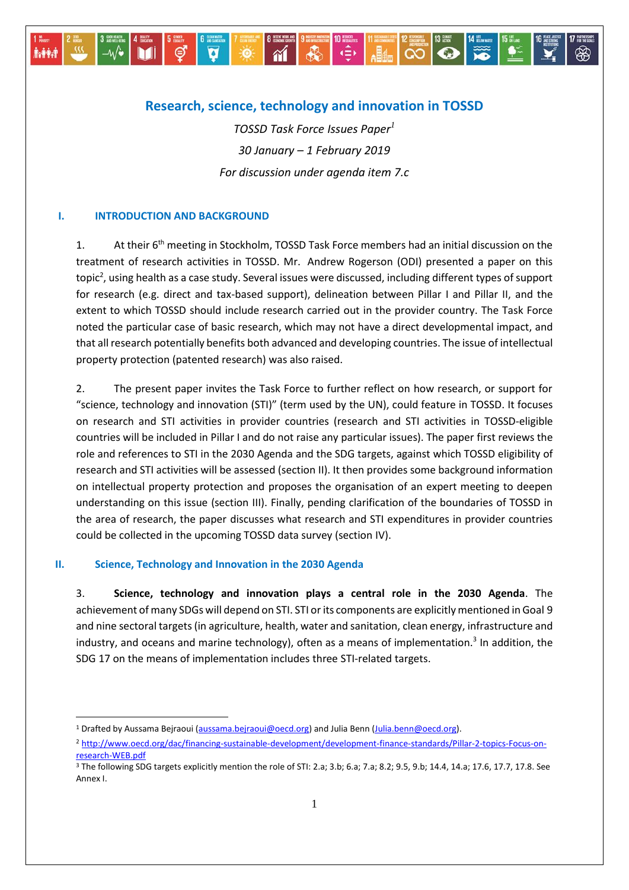# Research, science, technology and innovation in TOSSD

*TOSSD Task Force Issues Paper*[1]

*30 January – 1 February 2019*

*For discussion under agenda item 7.c*

## I. INTRODUCTION AND BACKGROUND

1. At their 6th meeting in Stockholm, TOSSD Task Force members had an initial discussion on the treatment of research activities in TOSSD. Mr. Andrew Rogerson (ODI) presented a paper on this topic[2], using health as a case study. Several issues were discussed, including different types of support for research (e.g. direct and tax-based support), delineation between Pillar I and Pillar II, and the extent to which TOSSD should include research carried out in the provider country. The Task Force noted the particular case of basic research, which may not have a direct developmental impact, and that all research potentially benefits both advanced and developing countries. The issue of intellectual property protection (patented research) was also raised.

2. The present paper invites the Task Force to further reflect on how research, or support for "science, technology and innovation (STI)" (term used by the UN), could feature in TOSSD. It focuses on research and STI activities in provider countries (research and STI activities in TOSSD-eligible countries will be included in Pillar I and do not raise any particular issues). The paper first reviews the role and references to STI in the 2030 Agenda and the SDG targets, against which TOSSD eligibility of research and STI activities will be assessed (section II). It then provides some background information on intellectual property protection and proposes the organisation of an expert meeting to deepen understanding on this issue (section III). Finally, pending clarification of the boundaries of TOSSD in the area of research, the paper discusses what research and STI expenditures in provider countries could be collected in the upcoming TOSSD data survey (section IV).

## II. Science, Technology and Innovation in the 2030 Agenda

3. **Science, technology and innovation plays a central role in the 2030 Agenda**. The achievement of many SDGs will depend on STI. STI or its components are explicitly mentioned in Goal 9 and nine sectoral targets (in agriculture, health, water and sanitation, clean energy, infrastructure and industry, and oceans and marine technology), often as a means of implementation.[3] In addition, the SDG 17 on the means of implementation includes three STI-related targets.

---

[1] Drafted by Aussama Bejraoui (aussama.bejraoui@oecd.org) and Julia Benn (Julia.benn@oecd.org).

[2] http://www.oecd.org/dac/financing-sustainable-development/development-finance-standards/Pillar-2-topics-Focus-on-research-WEB.pdf

[3] The following SDG targets explicitly mention the role of STI: 2.a; 3.b; 6.a; 7.a; 8.2; 9.5, 9.b; 14.4, 14.a; 17.6, 17.7, 17.8. See Annex I.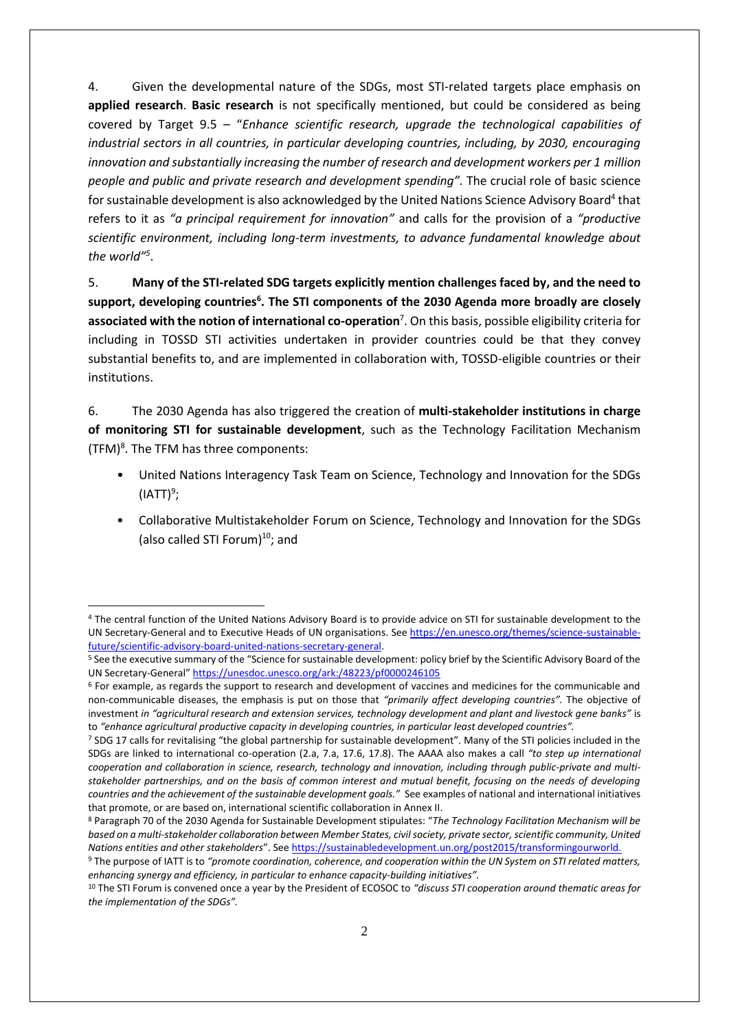4. Given the developmental nature of the SDGs, most STI-related targets place emphasis on **applied research**. **Basic research** is not specifically mentioned, but could be considered as being covered by Target 9.5 – "*Enhance scientific research, upgrade the technological capabilities of industrial sectors in all countries, in particular developing countries, including, by 2030, encouraging innovation and substantially increasing the number of research and development workers per 1 million people and public and private research and development spending".* The crucial role of basic science for sustainable development is also acknowledged by the United Nations Science Advisory Board[4] that refers to it as *"a principal requirement for innovation"* and calls for the provision of a *"productive scientific environment, including long-term investments, to advance fundamental knowledge about the world"*[5].

5. **Many of the STI-related SDG targets explicitly mention challenges faced by, and the need to support, developing countries[6]. The STI components of the 2030 Agenda more broadly are closely associated with the notion of international co-operation**[7]. On this basis, possible eligibility criteria for including in TOSSD STI activities undertaken in provider countries could be that they convey substantial benefits to, and are implemented in collaboration with, TOSSD-eligible countries or their institutions.

6. The 2030 Agenda has also triggered the creation of **multi-stakeholder institutions in charge of monitoring STI for sustainable development**, such as the Technology Facilitation Mechanism (TFM)[8]. The TFM has three components:

- United Nations Interagency Task Team on Science, Technology and Innovation for the SDGs (IATT)[9];
- Collaborative Multistakeholder Forum on Science, Technology and Innovation for the SDGs (also called STI Forum)[10]; and

---

[4] The central function of the United Nations Advisory Board is to provide advice on STI for sustainable development to the UN Secretary-General and to Executive Heads of UN organisations. See https://en.unesco.org/themes/science-sustainable-future/scientific-advisory-board-united-nations-secretary-general.

[5] See the executive summary of the "Science for sustainable development: policy brief by the Scientific Advisory Board of the UN Secretary-General" https://unesdoc.unesco.org/ark:/48223/pf0000246105

[6] For example, as regards the support to research and development of vaccines and medicines for the communicable and non-communicable diseases, the emphasis is put on those that *"primarily affect developing countries".* The objective of investment *in "agricultural research and extension services, technology development and plant and livestock gene banks"* is to *"enhance agricultural productive capacity in developing countries, in particular least developed countries".*

[7] SDG 17 calls for revitalising "the global partnership for sustainable development". Many of the STI policies included in the SDGs are linked to international co-operation (2.a, 7.a, 17.6, 17.8). The AAAA also makes a call *"to step up international cooperation and collaboration in science, research, technology and innovation, including through public-private and multi-stakeholder partnerships, and on the basis of common interest and mutual benefit, focusing on the needs of developing countries and the achievement of the sustainable development goals."* See examples of national and international initiatives that promote, or are based on, international scientific collaboration in Annex II.

[8] Paragraph 70 of the 2030 Agenda for Sustainable Development stipulates: "*The Technology Facilitation Mechanism will be based on a multi-stakeholder collaboration between Member States, civil society, private sector, scientific community, United Nations entities and other stakeholders*". See https://sustainabledevelopment.un.org/post2015/transformingourworld.

[9] The purpose of IATT is to *"promote coordination, coherence, and cooperation within the UN System on STI related matters, enhancing synergy and efficiency, in particular to enhance capacity-building initiatives".*

[10] The STI Forum is convened once a year by the President of ECOSOC to *"discuss STI cooperation around thematic areas for the implementation of the SDGs".*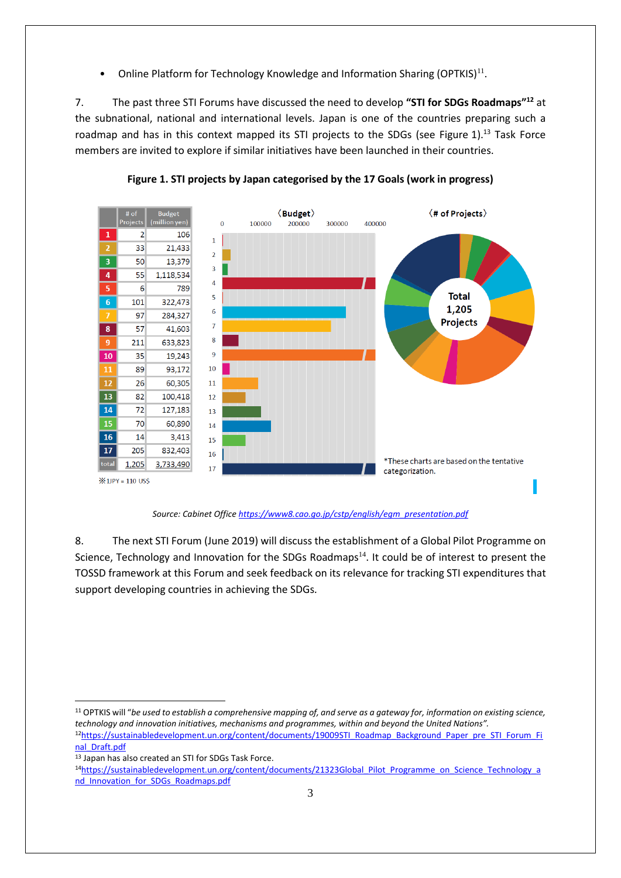- Online Platform for Technology Knowledge and Information Sharing (OPTKIS)[11].

7. The past three STI Forums have discussed the need to develop **"STI for SDGs Roadmaps"[12]** at the subnational, national and international levels. Japan is one of the countries preparing such a roadmap and has in this context mapped its STI projects to the SDGs (see Figure 1).[13] Task Force members are invited to explore if similar initiatives have been launched in their countries.

**Figure 1. STI projects by Japan categorised by the 17 Goals (work in progress)**

| | # of Projects | Budget (million yen) |
|---|---|---|
| 1 | 2 | 106 |
| 2 | 33 | 21,433 |
| 3 | 50 | 13,379 |
| 4 | 55 | 1,118,534 |
| 5 | 6 | 789 |
| 6 | 101 | 322,473 |
| 7 | 97 | 284,327 |
| 8 | 57 | 41,603 |
| 9 | 211 | 633,823 |
| 10 | 35 | 19,243 |
| 11 | 89 | 93,172 |
| 12 | 26 | 60,305 |
| 13 | 82 | 100,418 |
| 14 | 72 | 127,183 |
| 15 | 70 | 60,890 |
| 16 | 14 | 3,413 |
| 17 | 205 | 832,403 |
| total | 1,205 | 3,733,490 |

※1JPY = 110 US$

〈Budget〉 〈# of Projects〉 Total 1,205 Projects

*These charts are based on the tentative categorization.

*Source: Cabinet Office* https://www8.cao.go.jp/cstp/english/egm_presentation.pdf

8. The next STI Forum (June 2019) will discuss the establishment of a Global Pilot Programme on Science, Technology and Innovation for the SDGs Roadmaps[14]. It could be of interest to present the TOSSD framework at this Forum and seek feedback on its relevance for tracking STI expenditures that support developing countries in achieving the SDGs.

---

[11] OPTKIS will "*be used to establish a comprehensive mapping of, and serve as a gateway for, information on existing science, technology and innovation initiatives, mechanisms and programmes, within and beyond the United Nations*".

[12] https://sustainabledevelopment.un.org/content/documents/19009STI_Roadmap_Background_Paper_pre_STI_Forum_Final_Draft.pdf

[13] Japan has also created an STI for SDGs Task Force.

[14] https://sustainabledevelopment.un.org/content/documents/21323Global_Pilot_Programme_on_Science_Technology_and_Innovation_for_SDGs_Roadmaps.pdf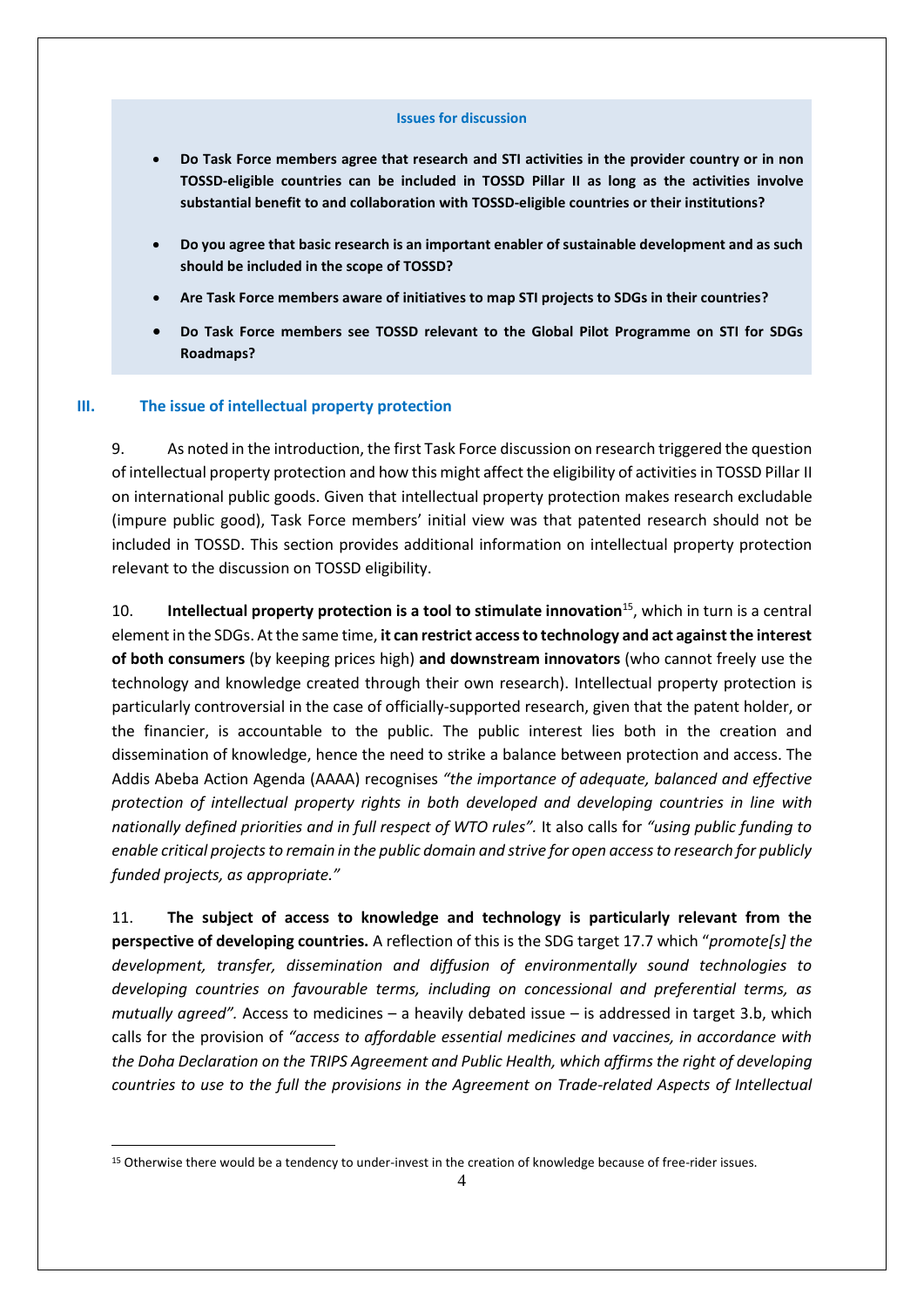**Issues for discussion**

- **Do Task Force members agree that research and STI activities in the provider country or in non TOSSD-eligible countries can be included in TOSSD Pillar II as long as the activities involve substantial benefit to and collaboration with TOSSD-eligible countries or their institutions?**
- **Do you agree that basic research is an important enabler of sustainable development and as such should be included in the scope of TOSSD?**
- **Are Task Force members aware of initiatives to map STI projects to SDGs in their countries?**
- **Do Task Force members see TOSSD relevant to the Global Pilot Programme on STI for SDGs Roadmaps?**

## III. The issue of intellectual property protection

9. As noted in the introduction, the first Task Force discussion on research triggered the question of intellectual property protection and how this might affect the eligibility of activities in TOSSD Pillar II on international public goods. Given that intellectual property protection makes research excludable (impure public good), Task Force members' initial view was that patented research should not be included in TOSSD. This section provides additional information on intellectual property protection relevant to the discussion on TOSSD eligibility.

10. **Intellectual property protection is a tool to stimulate innovation**[15], which in turn is a central element in the SDGs. At the same time, **it can restrict access to technology and act against the interest of both consumers** (by keeping prices high) **and downstream innovators** (who cannot freely use the technology and knowledge created through their own research). Intellectual property protection is particularly controversial in the case of officially-supported research, given that the patent holder, or the financier, is accountable to the public. The public interest lies both in the creation and dissemination of knowledge, hence the need to strike a balance between protection and access. The Addis Abeba Action Agenda (AAAA) recognises *"the importance of adequate, balanced and effective protection of intellectual property rights in both developed and developing countries in line with nationally defined priorities and in full respect of WTO rules".* It also calls for *"using public funding to enable critical projects to remain in the public domain and strive for open access to research for publicly funded projects, as appropriate."*

11. **The subject of access to knowledge and technology is particularly relevant from the perspective of developing countries.** A reflection of this is the SDG target 17.7 which "*promote[s] the development, transfer, dissemination and diffusion of environmentally sound technologies to developing countries on favourable terms, including on concessional and preferential terms, as mutually agreed".* Access to medicines – a heavily debated issue – is addressed in target 3.b, which calls for the provision of *"access to affordable essential medicines and vaccines, in accordance with the Doha Declaration on the TRIPS Agreement and Public Health, which affirms the right of developing countries to use to the full the provisions in the Agreement on Trade-related Aspects of Intellectual*

[15] Otherwise there would be a tendency to under-invest in the creation of knowledge because of free-rider issues.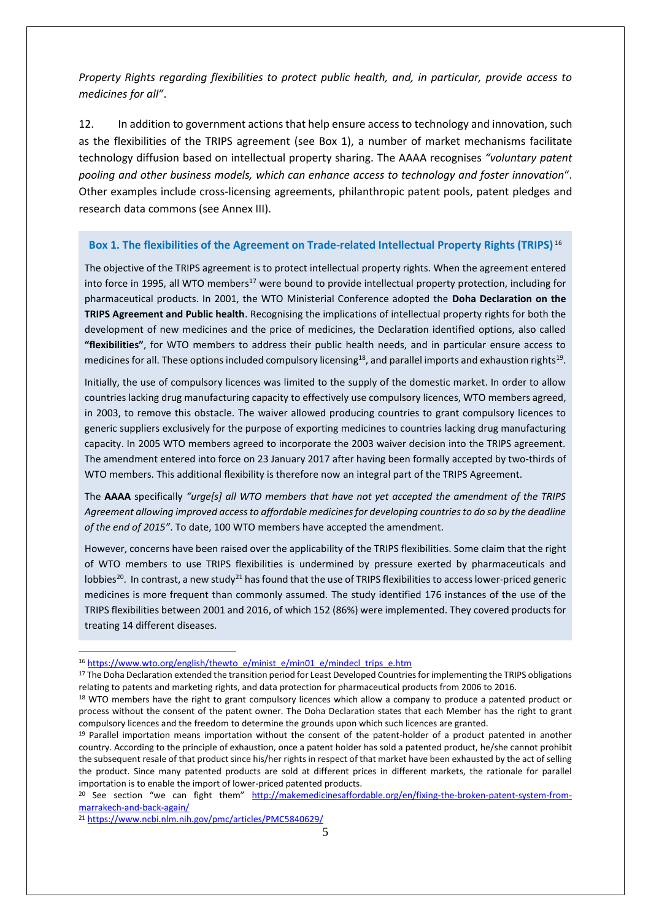*Property Rights regarding flexibilities to protect public health, and, in particular, provide access to medicines for all"*.

12. In addition to government actions that help ensure access to technology and innovation, such as the flexibilities of the TRIPS agreement (see Box 1), a number of market mechanisms facilitate technology diffusion based on intellectual property sharing. The AAAA recognises *"voluntary patent pooling and other business models, which can enhance access to technology and foster innovation*". Other examples include cross-licensing agreements, philanthropic patent pools, patent pledges and research data commons (see Annex III).

**Box 1. The flexibilities of the Agreement on Trade-related Intellectual Property Rights (TRIPS)**[16]

The objective of the TRIPS agreement is to protect intellectual property rights. When the agreement entered into force in 1995, all WTO members[17] were bound to provide intellectual property protection, including for pharmaceutical products. In 2001, the WTO Ministerial Conference adopted the **Doha Declaration on the TRIPS Agreement and Public health**. Recognising the implications of intellectual property rights for both the development of new medicines and the price of medicines, the Declaration identified options, also called **"flexibilities"**, for WTO members to address their public health needs, and in particular ensure access to medicines for all. These options included compulsory licensing[18], and parallel imports and exhaustion rights[19].

Initially, the use of compulsory licences was limited to the supply of the domestic market. In order to allow countries lacking drug manufacturing capacity to effectively use compulsory licences, WTO members agreed, in 2003, to remove this obstacle. The waiver allowed producing countries to grant compulsory licences to generic suppliers exclusively for the purpose of exporting medicines to countries lacking drug manufacturing capacity. In 2005 WTO members agreed to incorporate the 2003 waiver decision into the TRIPS agreement. The amendment entered into force on 23 January 2017 after having been formally accepted by two-thirds of WTO members. This additional flexibility is therefore now an integral part of the TRIPS Agreement.

The **AAAA** specifically *"urge[s] all WTO members that have not yet accepted the amendment of the TRIPS Agreement allowing improved access to affordable medicines for developing countries to do so by the deadline of the end of 2015"*. To date, 100 WTO members have accepted the amendment.

However, concerns have been raised over the applicability of the TRIPS flexibilities. Some claim that the right of WTO members to use TRIPS flexibilities is undermined by pressure exerted by pharmaceuticals and lobbies[20]. In contrast, a new study[21] has found that the use of TRIPS flexibilities to access lower-priced generic medicines is more frequent than commonly assumed. The study identified 176 instances of the use of the TRIPS flexibilities between 2001 and 2016, of which 152 (86%) were implemented. They covered products for treating 14 different diseases.

---

[16] https://www.wto.org/english/thewto_e/minist_e/min01_e/mindecl_trips_e.htm

[17] The Doha Declaration extended the transition period for Least Developed Countries for implementing the TRIPS obligations relating to patents and marketing rights, and data protection for pharmaceutical products from 2006 to 2016.

[18] WTO members have the right to grant compulsory licences which allow a company to produce a patented product or process without the consent of the patent owner. The Doha Declaration states that each Member has the right to grant compulsory licences and the freedom to determine the grounds upon which such licences are granted.

[19] Parallel importation means importation without the consent of the patent-holder of a product patented in another country. According to the principle of exhaustion, once a patent holder has sold a patented product, he/she cannot prohibit the subsequent resale of that product since his/her rights in respect of that market have been exhausted by the act of selling the product. Since many patented products are sold at different prices in different markets, the rationale for parallel importation is to enable the import of lower-priced patented products.

[20] See section "we can fight them" http://makemedicinesaffordable.org/en/fixing-the-broken-patent-system-from-marrakech-and-back-again/

[21] https://www.ncbi.nlm.nih.gov/pmc/articles/PMC5840629/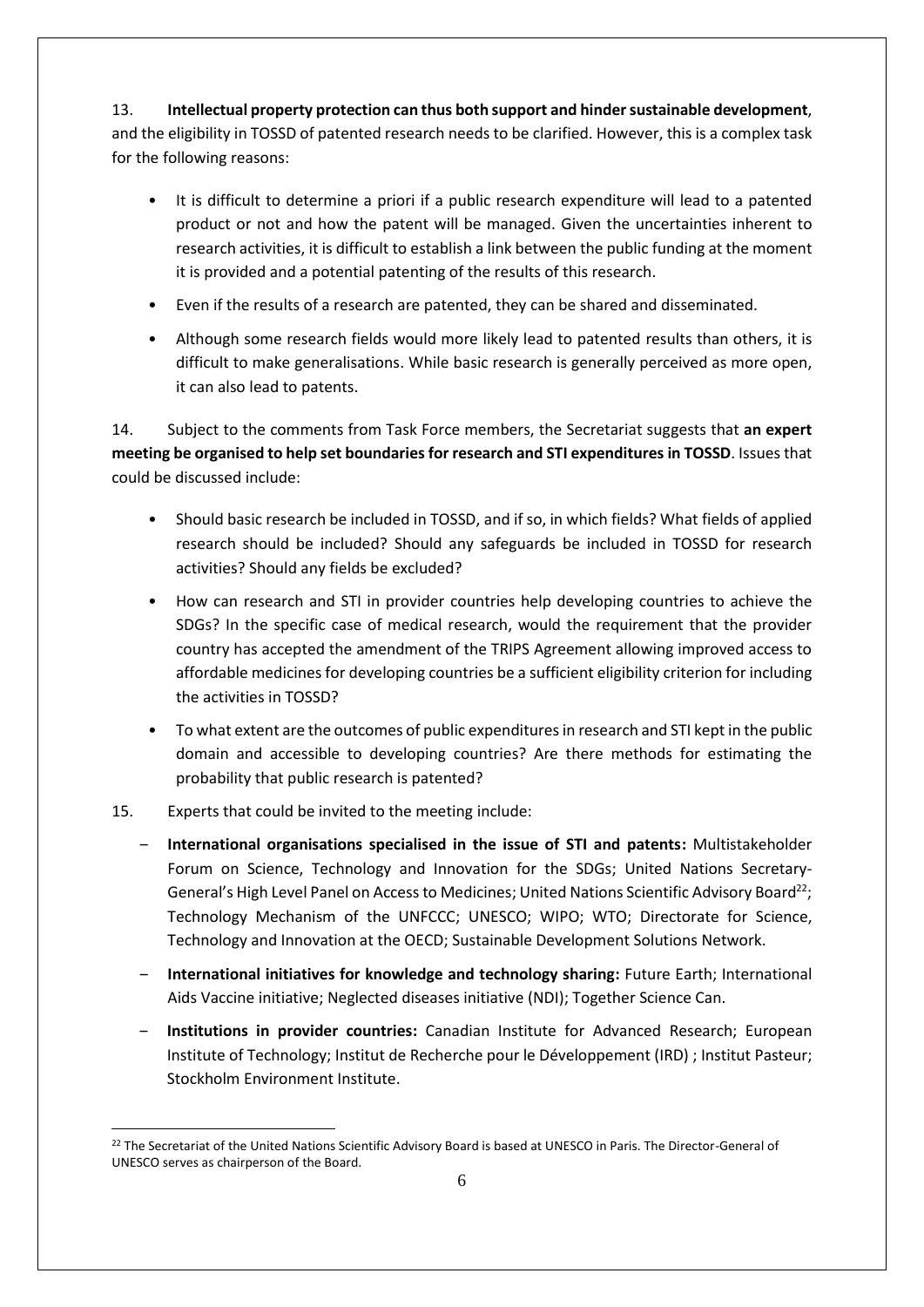13. **Intellectual property protection can thus both support and hinder sustainable development**, and the eligibility in TOSSD of patented research needs to be clarified. However, this is a complex task for the following reasons:

- It is difficult to determine a priori if a public research expenditure will lead to a patented product or not and how the patent will be managed. Given the uncertainties inherent to research activities, it is difficult to establish a link between the public funding at the moment it is provided and a potential patenting of the results of this research.
- Even if the results of a research are patented, they can be shared and disseminated.
- Although some research fields would more likely lead to patented results than others, it is difficult to make generalisations. While basic research is generally perceived as more open, it can also lead to patents.

14. Subject to the comments from Task Force members, the Secretariat suggests that **an expert meeting be organised to help set boundaries for research and STI expenditures in TOSSD**. Issues that could be discussed include:

- Should basic research be included in TOSSD, and if so, in which fields? What fields of applied research should be included? Should any safeguards be included in TOSSD for research activities? Should any fields be excluded?
- How can research and STI in provider countries help developing countries to achieve the SDGs? In the specific case of medical research, would the requirement that the provider country has accepted the amendment of the TRIPS Agreement allowing improved access to affordable medicines for developing countries be a sufficient eligibility criterion for including the activities in TOSSD?
- To what extent are the outcomes of public expenditures in research and STI kept in the public domain and accessible to developing countries? Are there methods for estimating the probability that public research is patented?

15. Experts that could be invited to the meeting include:

- **International organisations specialised in the issue of STI and patents:** Multistakeholder Forum on Science, Technology and Innovation for the SDGs; United Nations Secretary-General's High Level Panel on Access to Medicines; United Nations Scientific Advisory Board[22]; Technology Mechanism of the UNFCCC; UNESCO; WIPO; WTO; Directorate for Science, Technology and Innovation at the OECD; Sustainable Development Solutions Network.
- **International initiatives for knowledge and technology sharing:** Future Earth; International Aids Vaccine initiative; Neglected diseases initiative (NDI); Together Science Can.
- **Institutions in provider countries:** Canadian Institute for Advanced Research; European Institute of Technology; Institut de Recherche pour le Développement (IRD) ; Institut Pasteur; Stockholm Environment Institute.

[22] The Secretariat of the United Nations Scientific Advisory Board is based at UNESCO in Paris. The Director-General of UNESCO serves as chairperson of the Board.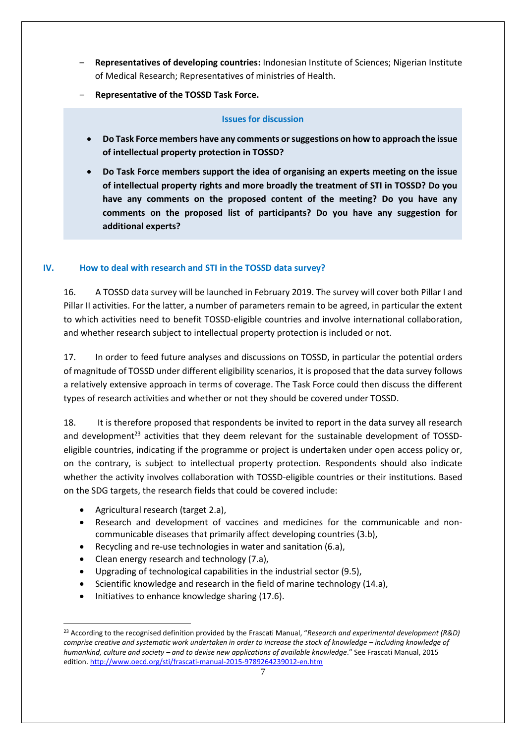- **Representatives of developing countries:** Indonesian Institute of Sciences; Nigerian Institute of Medical Research; Representatives of ministries of Health.
- **Representative of the TOSSD Task Force.**

**Issues for discussion**

- **Do Task Force members have any comments or suggestions on how to approach the issue of intellectual property protection in TOSSD?**
- **Do Task Force members support the idea of organising an experts meeting on the issue of intellectual property rights and more broadly the treatment of STI in TOSSD? Do you have any comments on the proposed content of the meeting? Do you have any comments on the proposed list of participants? Do you have any suggestion for additional experts?**

## IV. How to deal with research and STI in the TOSSD data survey?

16. A TOSSD data survey will be launched in February 2019. The survey will cover both Pillar I and Pillar II activities. For the latter, a number of parameters remain to be agreed, in particular the extent to which activities need to benefit TOSSD-eligible countries and involve international collaboration, and whether research subject to intellectual property protection is included or not.

17. In order to feed future analyses and discussions on TOSSD, in particular the potential orders of magnitude of TOSSD under different eligibility scenarios, it is proposed that the data survey follows a relatively extensive approach in terms of coverage. The Task Force could then discuss the different types of research activities and whether or not they should be covered under TOSSD.

18. It is therefore proposed that respondents be invited to report in the data survey all research and development[23] activities that they deem relevant for the sustainable development of TOSSD-eligible countries, indicating if the programme or project is undertaken under open access policy or, on the contrary, is subject to intellectual property protection. Respondents should also indicate whether the activity involves collaboration with TOSSD-eligible countries or their institutions. Based on the SDG targets, the research fields that could be covered include:

- Agricultural research (target 2.a),
- Research and development of vaccines and medicines for the communicable and non-communicable diseases that primarily affect developing countries (3.b),
- Recycling and re-use technologies in water and sanitation (6.a),
- Clean energy research and technology (7.a),
- Upgrading of technological capabilities in the industrial sector (9.5),
- Scientific knowledge and research in the field of marine technology (14.a),
- Initiatives to enhance knowledge sharing (17.6).

[23] According to the recognised definition provided by the Frascati Manual, "*Research and experimental development (R&D) comprise creative and systematic work undertaken in order to increase the stock of knowledge – including knowledge of humankind, culture and society – and to devise new applications of available knowledge*." See Frascati Manual, 2015 edition. http://www.oecd.org/sti/frascati-manual-2015-9789264239012-en.htm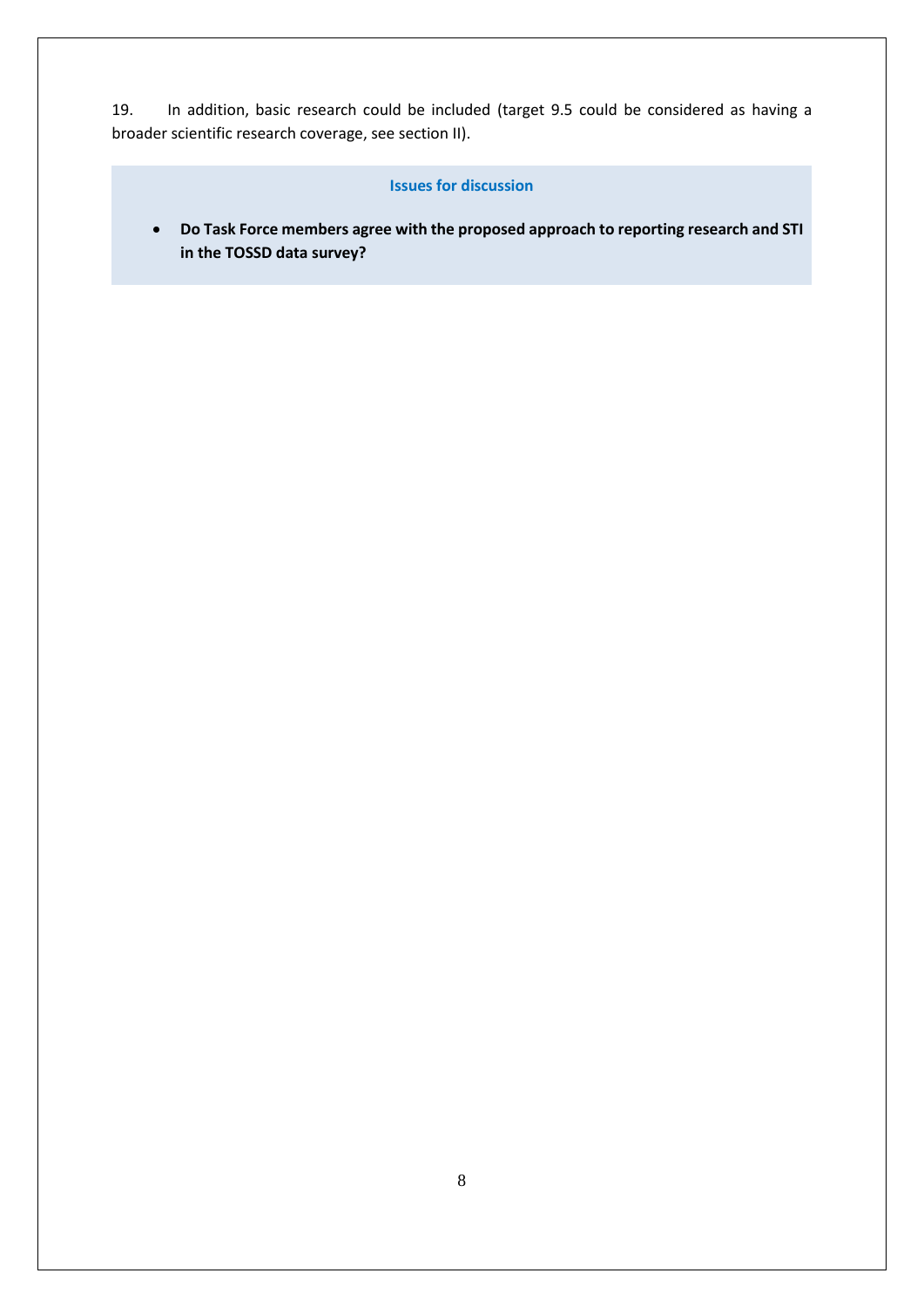19. In addition, basic research could be included (target 9.5 could be considered as having a broader scientific research coverage, see section II).

**Issues for discussion**

- **Do Task Force members agree with the proposed approach to reporting research and STI in the TOSSD data survey?**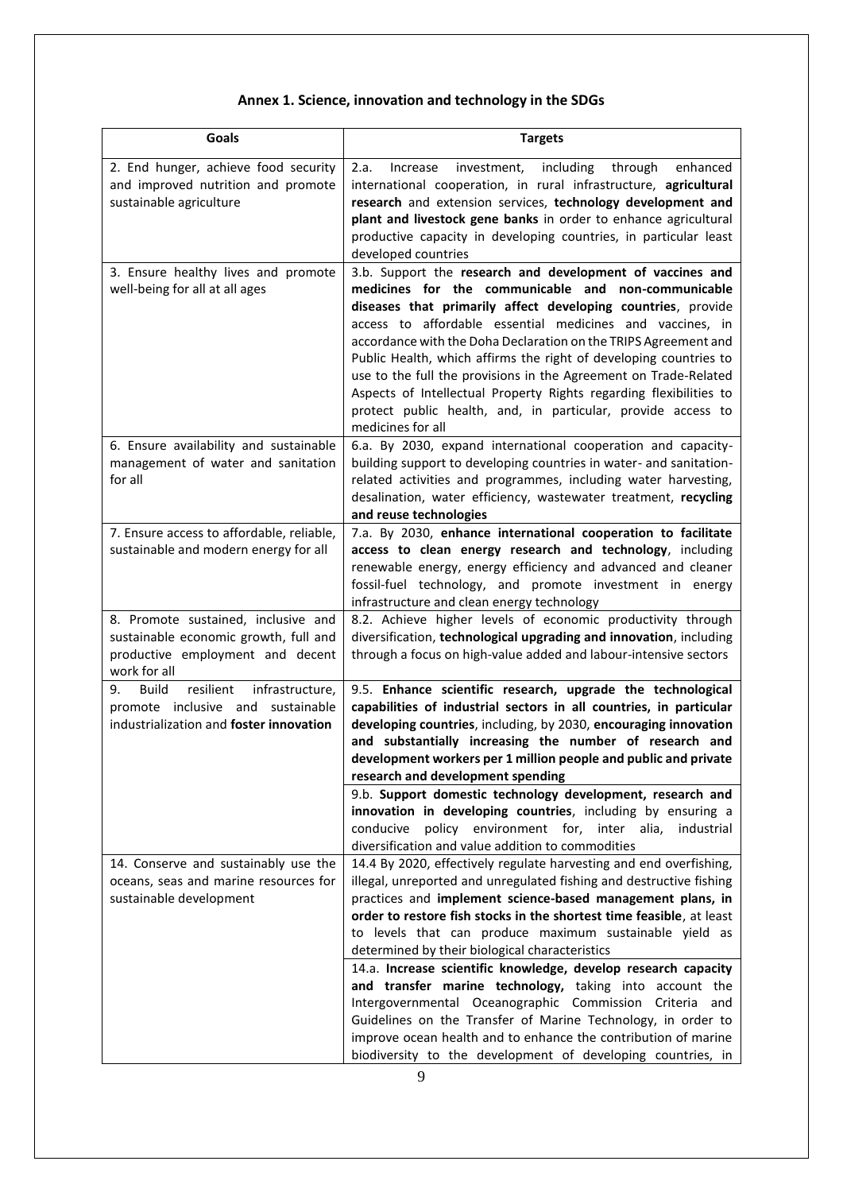### Annex 1. Science, innovation and technology in the SDGs

| Goals | Targets |
|---|---|
| 2. End hunger, achieve food security and improved nutrition and promote sustainable agriculture | 2.a. Increase investment, including through enhanced international cooperation, in rural infrastructure, **agricultural research** and extension services, **technology development and plant and livestock gene banks** in order to enhance agricultural productive capacity in developing countries, in particular least developed countries |
| 3. Ensure healthy lives and promote well-being for all at all ages | 3.b. Support the **research and development of vaccines and medicines for the communicable and non-communicable diseases that primarily affect developing countries**, provide access to affordable essential medicines and vaccines, in accordance with the Doha Declaration on the TRIPS Agreement and Public Health, which affirms the right of developing countries to use to the full the provisions in the Agreement on Trade-Related Aspects of Intellectual Property Rights regarding flexibilities to protect public health, and, in particular, provide access to medicines for all |
| 6. Ensure availability and sustainable management of water and sanitation for all | 6.a. By 2030, expand international cooperation and capacity-building support to developing countries in water- and sanitation-related activities and programmes, including water harvesting, desalination, water efficiency, wastewater treatment, **recycling and reuse technologies** |
| 7. Ensure access to affordable, reliable, sustainable and modern energy for all | 7.a. By 2030, **enhance international cooperation to facilitate access to clean energy research and technology**, including renewable energy, energy efficiency and advanced and cleaner fossil-fuel technology, and promote investment in energy infrastructure and clean energy technology |
| 8. Promote sustained, inclusive and sustainable economic growth, full and productive employment and decent work for all | 8.2. Achieve higher levels of economic productivity through diversification, **technological upgrading and innovation**, including through a focus on high-value added and labour-intensive sectors |
| 9. Build resilient infrastructure, promote inclusive and sustainable industrialization and **foster innovation** | 9.5. **Enhance scientific research, upgrade the technological capabilities of industrial sectors in all countries, in particular developing countries**, including, by 2030, **encouraging innovation and substantially increasing the number of research and development workers per 1 million people and public and private research and development spending** |
| | 9.b. **Support domestic technology development, research and innovation in developing countries**, including by ensuring a conducive policy environment for, inter alia, industrial diversification and value addition to commodities |
| 14. Conserve and sustainably use the oceans, seas and marine resources for sustainable development | 14.4 By 2020, effectively regulate harvesting and end overfishing, illegal, unreported and unregulated fishing and destructive fishing practices and **implement science-based management plans, in order to restore fish stocks in the shortest time feasible**, at least to levels that can produce maximum sustainable yield as determined by their biological characteristics |
| | 14.a. **Increase scientific knowledge, develop research capacity and transfer marine technology,** taking into account the Intergovernmental Oceanographic Commission Criteria and Guidelines on the Transfer of Marine Technology, in order to improve ocean health and to enhance the contribution of marine biodiversity to the development of developing countries, in |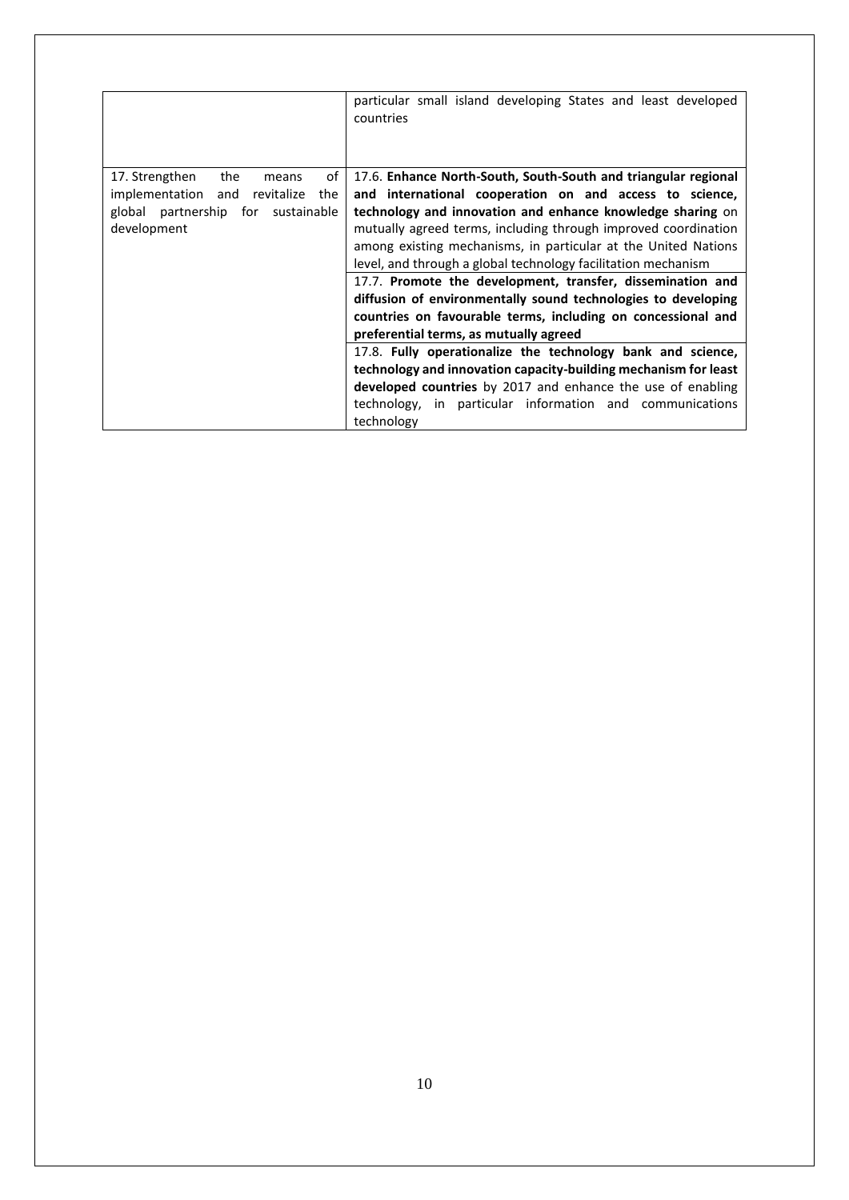| | |
|---|---|
| | particular small island developing States and least developed countries |
| 17. Strengthen the means of implementation and revitalize the global partnership for sustainable development | 17.6. **Enhance North-South, South-South and triangular regional and international cooperation on and access to science, technology and innovation and enhance knowledge sharing** on mutually agreed terms, including through improved coordination among existing mechanisms, in particular at the United Nations level, and through a global technology facilitation mechanism |
| | 17.7. **Promote the development, transfer, dissemination and diffusion of environmentally sound technologies to developing countries on favourable terms, including on concessional and preferential terms, as mutually agreed** |
| | 17.8. **Fully operationalize the technology bank and science, technology and innovation capacity-building mechanism for least developed countries** by 2017 and enhance the use of enabling technology, in particular information and communications technology |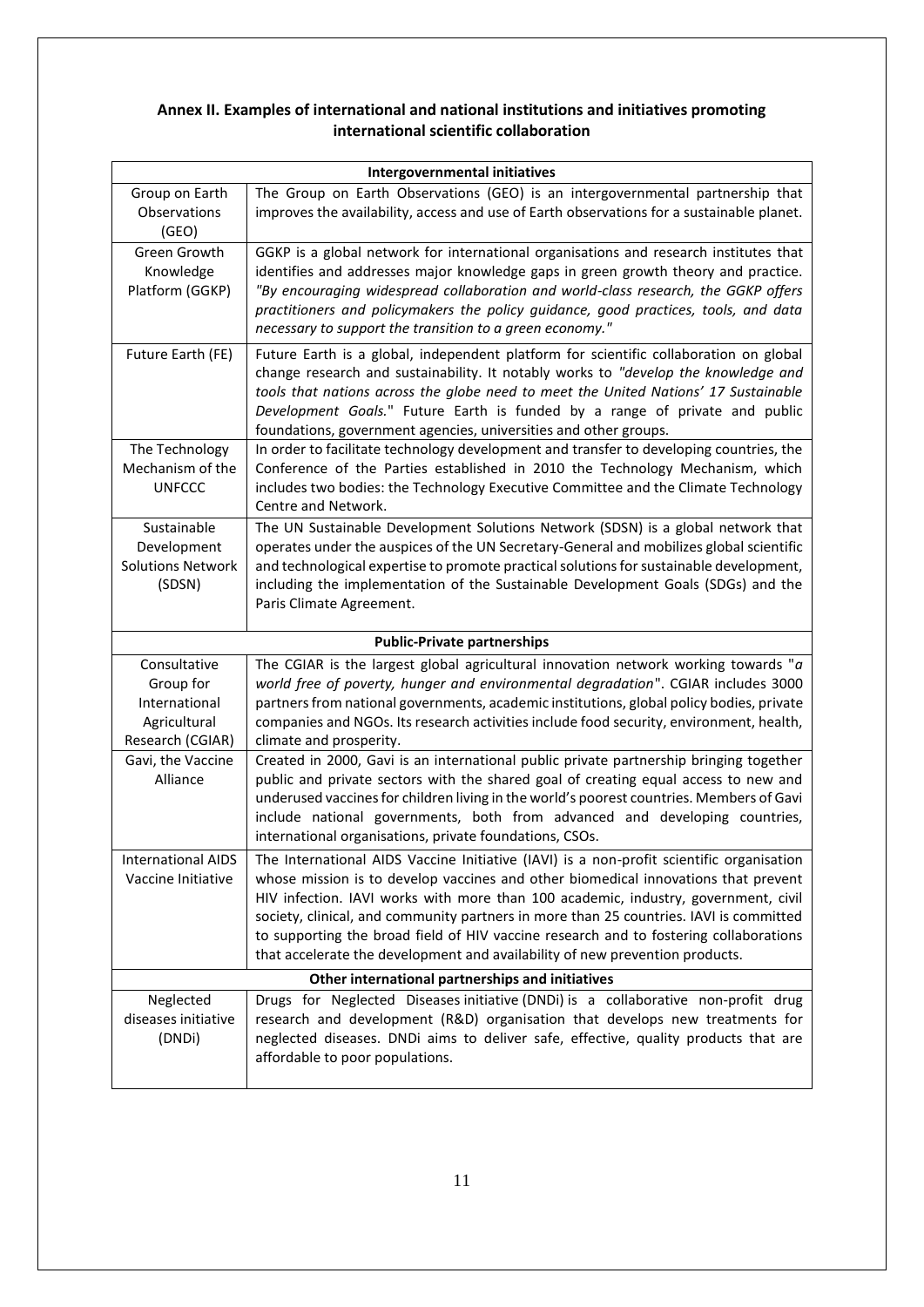## Annex II. Examples of international and national institutions and initiatives promoting international scientific collaboration

| Intergovernmental initiatives | |
|---|---|
| Group on Earth Observations (GEO) | The Group on Earth Observations (GEO) is an intergovernmental partnership that improves the availability, access and use of Earth observations for a sustainable planet. |
| Green Growth Knowledge Platform (GGKP) | GGKP is a global network for international organisations and research institutes that identifies and addresses major knowledge gaps in green growth theory and practice. *"By encouraging widespread collaboration and world-class research, the GGKP offers practitioners and policymakers the policy guidance, good practices, tools, and data necessary to support the transition to a green economy."* |
| Future Earth (FE) | Future Earth is a global, independent platform for scientific collaboration on global change research and sustainability. It notably works to *"develop the knowledge and tools that nations across the globe need to meet the United Nations' 17 Sustainable Development Goals.*" Future Earth is funded by a range of private and public foundations, government agencies, universities and other groups. |
| The Technology Mechanism of the UNFCCC | In order to facilitate technology development and transfer to developing countries, the Conference of the Parties established in 2010 the Technology Mechanism, which includes two bodies: the Technology Executive Committee and the Climate Technology Centre and Network. |
| Sustainable Development Solutions Network (SDSN) | The UN Sustainable Development Solutions Network (SDSN) is a global network that operates under the auspices of the UN Secretary-General and mobilizes global scientific and technological expertise to promote practical solutions for sustainable development, including the implementation of the Sustainable Development Goals (SDGs) and the Paris Climate Agreement. |
| **Public-Private partnerships** | |
| Consultative Group for International Agricultural Research (CGIAR) | The CGIAR is the largest global agricultural innovation network working towards "*a world free of poverty, hunger and environmental degradation*". CGIAR includes 3000 partners from national governments, academic institutions, global policy bodies, private companies and NGOs. Its research activities include food security, environment, health, climate and prosperity. |
| Gavi, the Vaccine Alliance | Created in 2000, Gavi is an international public private partnership bringing together public and private sectors with the shared goal of creating equal access to new and underused vaccines for children living in the world's poorest countries. Members of Gavi include national governments, both from advanced and developing countries, international organisations, private foundations, CSOs. |
| International AIDS Vaccine Initiative | The International AIDS Vaccine Initiative (IAVI) is a non-profit scientific organisation whose mission is to develop vaccines and other biomedical innovations that prevent HIV infection. IAVI works with more than 100 academic, industry, government, civil society, clinical, and community partners in more than 25 countries. IAVI is committed to supporting the broad field of HIV vaccine research and to fostering collaborations that accelerate the development and availability of new prevention products. |
| **Other international partnerships and initiatives** | |
| Neglected diseases initiative (DNDi) | Drugs for Neglected Diseases initiative (DNDi) is a collaborative non-profit drug research and development (R&D) organisation that develops new treatments for neglected diseases. DNDi aims to deliver safe, effective, quality products that are affordable to poor populations. |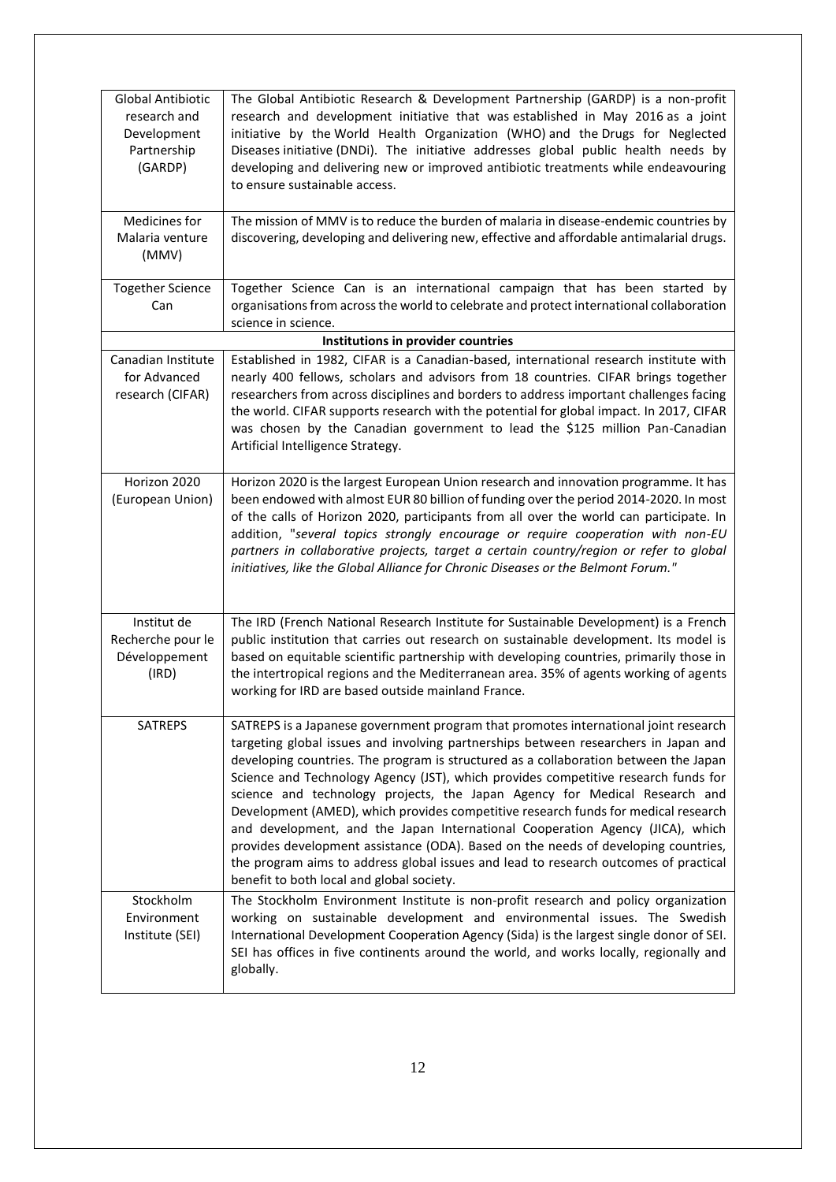| | |
|---|---|
| Global Antibiotic research and Development Partnership (GARDP) | The Global Antibiotic Research & Development Partnership (GARDP) is a non-profit research and development initiative that was established in May 2016 as a joint initiative by the World Health Organization (WHO) and the Drugs for Neglected Diseases initiative (DNDi). The initiative addresses global public health needs by developing and delivering new or improved antibiotic treatments while endeavouring to ensure sustainable access. |
| Medicines for Malaria venture (MMV) | The mission of MMV is to reduce the burden of malaria in disease-endemic countries by discovering, developing and delivering new, effective and affordable antimalarial drugs. |
| Together Science Can | Together Science Can is an international campaign that has been started by organisations from across the world to celebrate and protect international collaboration science in science. |
| **Institutions in provider countries** | |
| Canadian Institute for Advanced research (CIFAR) | Established in 1982, CIFAR is a Canadian-based, international research institute with nearly 400 fellows, scholars and advisors from 18 countries. CIFAR brings together researchers from across disciplines and borders to address important challenges facing the world. CIFAR supports research with the potential for global impact. In 2017, CIFAR was chosen by the Canadian government to lead the $125 million Pan-Canadian Artificial Intelligence Strategy. |
| Horizon 2020 (European Union) | Horizon 2020 is the largest European Union research and innovation programme. It has been endowed with almost EUR 80 billion of funding over the period 2014-2020. In most of the calls of Horizon 2020, participants from all over the world can participate. In addition, "*several topics strongly encourage or require cooperation with non-EU partners in collaborative projects, target a certain country/region or refer to global initiatives, like the Global Alliance for Chronic Diseases or the Belmont Forum.*" |
| Institut de Recherche pour le Développement (IRD) | The IRD (French National Research Institute for Sustainable Development) is a French public institution that carries out research on sustainable development. Its model is based on equitable scientific partnership with developing countries, primarily those in the intertropical regions and the Mediterranean area. 35% of agents working of agents working for IRD are based outside mainland France. |
| SATREPS | SATREPS is a Japanese government program that promotes international joint research targeting global issues and involving partnerships between researchers in Japan and developing countries. The program is structured as a collaboration between the Japan Science and Technology Agency (JST), which provides competitive research funds for science and technology projects, the Japan Agency for Medical Research and Development (AMED), which provides competitive research funds for medical research and development, and the Japan International Cooperation Agency (JICA), which provides development assistance (ODA). Based on the needs of developing countries, the program aims to address global issues and lead to research outcomes of practical benefit to both local and global society. |
| Stockholm Environment Institute (SEI) | The Stockholm Environment Institute is non-profit research and policy organization working on sustainable development and environmental issues. The Swedish International Development Cooperation Agency (Sida) is the largest single donor of SEI. SEI has offices in five continents around the world, and works locally, regionally and globally. |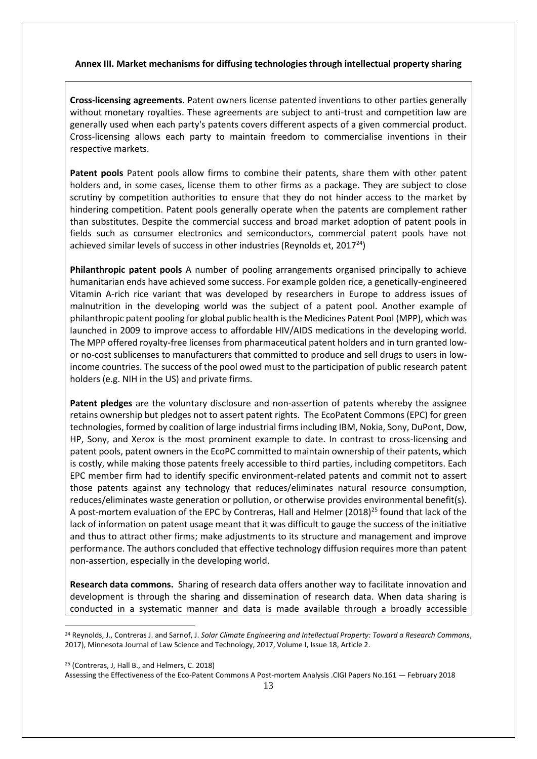**Annex III. Market mechanisms for diffusing technologies through intellectual property sharing**

**Cross-licensing agreements**. Patent owners license patented inventions to other parties generally without monetary royalties. These agreements are subject to anti-trust and competition law are generally used when each party's patents covers different aspects of a given commercial product. Cross-licensing allows each party to maintain freedom to commercialise inventions in their respective markets.

**Patent pools** Patent pools allow firms to combine their patents, share them with other patent holders and, in some cases, license them to other firms as a package. They are subject to close scrutiny by competition authorities to ensure that they do not hinder access to the market by hindering competition. Patent pools generally operate when the patents are complement rather than substitutes. Despite the commercial success and broad market adoption of patent pools in fields such as consumer electronics and semiconductors, commercial patent pools have not achieved similar levels of success in other industries (Reynolds et, 2017[24])

**Philanthropic patent pools** A number of pooling arrangements organised principally to achieve humanitarian ends have achieved some success. For example golden rice, a genetically-engineered Vitamin A-rich rice variant that was developed by researchers in Europe to address issues of malnutrition in the developing world was the subject of a patent pool. Another example of philanthropic patent pooling for global public health is the Medicines Patent Pool (MPP), which was launched in 2009 to improve access to affordable HIV/AIDS medications in the developing world. The MPP offered royalty-free licenses from pharmaceutical patent holders and in turn granted low- or no-cost sublicenses to manufacturers that committed to produce and sell drugs to users in low-income countries. The success of the pool owed must to the participation of public research patent holders (e.g. NIH in the US) and private firms.

**Patent pledges** are the voluntary disclosure and non-assertion of patents whereby the assignee retains ownership but pledges not to assert patent rights. The EcoPatent Commons (EPC) for green technologies, formed by coalition of large industrial firms including IBM, Nokia, Sony, DuPont, Dow, HP, Sony, and Xerox is the most prominent example to date. In contrast to cross-licensing and patent pools, patent owners in the EcoPC committed to maintain ownership of their patents, which is costly, while making those patents freely accessible to third parties, including competitors. Each EPC member firm had to identify specific environment-related patents and commit not to assert those patents against any technology that reduces/eliminates natural resource consumption, reduces/eliminates waste generation or pollution, or otherwise provides environmental benefit(s). A post-mortem evaluation of the EPC by Contreras, Hall and Helmer (2018)[25] found that lack of the lack of information on patent usage meant that it was difficult to gauge the success of the initiative and thus to attract other firms; make adjustments to its structure and management and improve performance. The authors concluded that effective technology diffusion requires more than patent non-assertion, especially in the developing world.

**Research data commons.** Sharing of research data offers another way to facilitate innovation and development is through the sharing and dissemination of research data. When data sharing is conducted in a systematic manner and data is made available through a broadly accessible

---

[24] Reynolds, J., Contreras J. and Sarnof, J. *Solar Climate Engineering and Intellectual Property: Toward a Research Commons*, 2017), Minnesota Journal of Law Science and Technology, 2017, Volume I, Issue 18, Article 2.

[25] (Contreras, J, Hall B., and Helmers, C. 2018)
Assessing the Effectiveness of the Eco-Patent Commons A Post-mortem Analysis .CIGI Papers No.161 — February 2018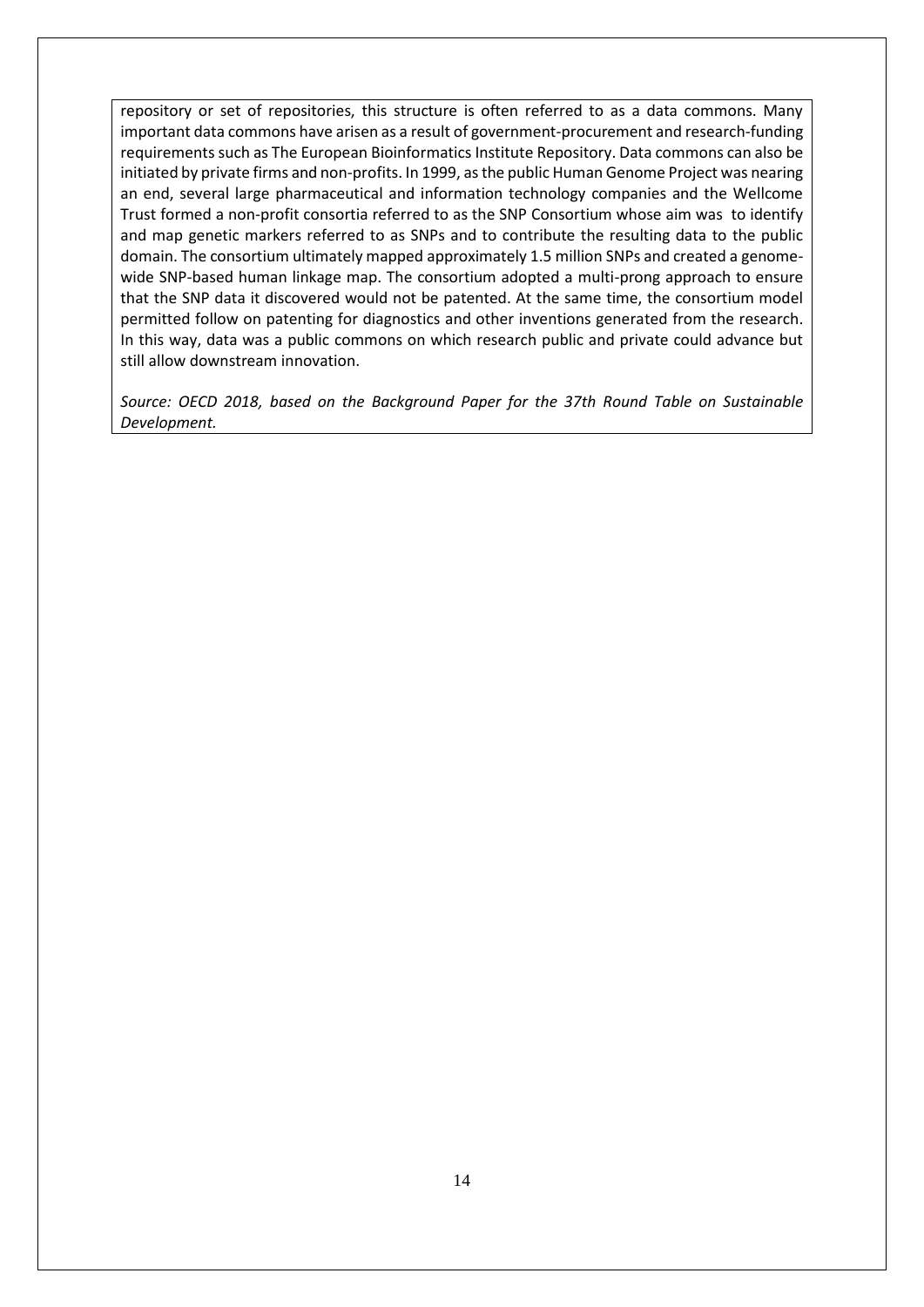repository or set of repositories, this structure is often referred to as a data commons. Many important data commons have arisen as a result of government-procurement and research-funding requirements such as The European Bioinformatics Institute Repository. Data commons can also be initiated by private firms and non-profits. In 1999, as the public Human Genome Project was nearing an end, several large pharmaceutical and information technology companies and the Wellcome Trust formed a non-profit consortia referred to as the SNP Consortium whose aim was to identify and map genetic markers referred to as SNPs and to contribute the resulting data to the public domain. The consortium ultimately mapped approximately 1.5 million SNPs and created a genome-wide SNP-based human linkage map. The consortium adopted a multi-prong approach to ensure that the SNP data it discovered would not be patented. At the same time, the consortium model permitted follow on patenting for diagnostics and other inventions generated from the research. In this way, data was a public commons on which research public and private could advance but still allow downstream innovation.

*Source: OECD 2018, based on the Background Paper for the 37th Round Table on Sustainable Development.*